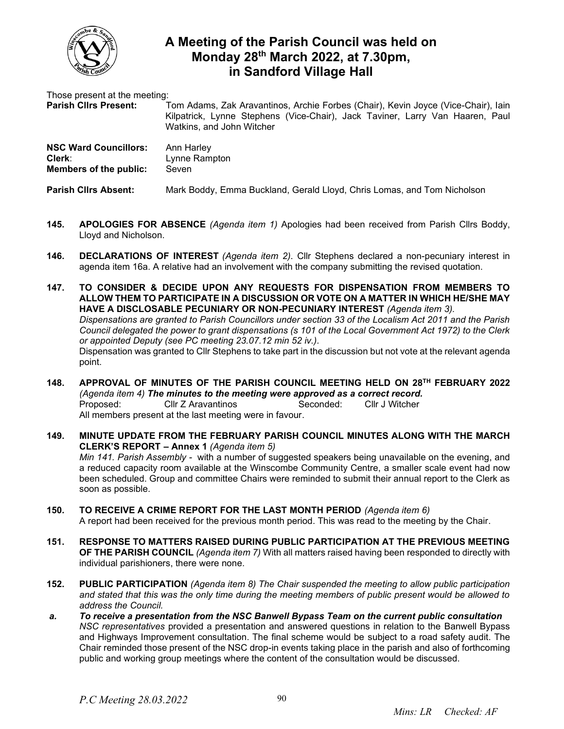# A Meeting of the Parish Council was held on Monday 28th March 2022, at 7.30pm, in Sandford Village Hall

Those present at the meeting:

| | |
|---|---|
| **Parish Cllrs Present:** | Tom Adams, Zak Aravantinos, Archie Forbes (Chair), Kevin Joyce (Vice-Chair), Iain Kilpatrick, Lynne Stephens (Vice-Chair), Jack Taviner, Larry Van Haaren, Paul Watkins, and John Witcher |
| **NSC Ward Councillors:** | Ann Harley |
| **Clerk**: | Lynne Rampton |
| **Members of the public:** | Seven |
| **Parish Cllrs Absent:** | Mark Boddy, Emma Buckland, Gerald Lloyd, Chris Lomas, and Tom Nicholson |

**145. APOLOGIES FOR ABSENCE** *(Agenda item 1)* Apologies had been received from Parish Cllrs Boddy, Lloyd and Nicholson.

**146. DECLARATIONS OF INTEREST** *(Agenda item 2)*. Cllr Stephens declared a non-pecuniary interest in agenda item 16a. A relative had an involvement with the company submitting the revised quotation.

**147. TO CONSIDER & DECIDE UPON ANY REQUESTS FOR DISPENSATION FROM MEMBERS TO ALLOW THEM TO PARTICIPATE IN A DISCUSSION OR VOTE ON A MATTER IN WHICH HE/SHE MAY HAVE A DISCLOSABLE PECUNIARY OR NON-PECUNIARY INTEREST** *(Agenda item 3).*
*Dispensations are granted to Parish Councillors under section 33 of the Localism Act 2011 and the Parish Council delegated the power to grant dispensations (s 101 of the Local Government Act 1972) to the Clerk or appointed Deputy (see PC meeting 23.07.12 min 52 iv.).*
Dispensation was granted to Cllr Stephens to take part in the discussion but not vote at the relevant agenda point.

**148. APPROVAL OF MINUTES OF THE PARISH COUNCIL MEETING HELD ON 28TH FEBRUARY 2022** *(Agenda item 4)* ***The minutes to the meeting were approved as a correct record.***
Proposed: Cllr Z Aravantinos Seconded: Cllr J Witcher
All members present at the last meeting were in favour.

**149. MINUTE UPDATE FROM THE FEBRUARY PARISH COUNCIL MINUTES ALONG WITH THE MARCH CLERK'S REPORT – Annex 1** *(Agenda item 5)*
*Min 141. Parish Assembly* - with a number of suggested speakers being unavailable on the evening, and a reduced capacity room available at the Winscombe Community Centre, a smaller scale event had now been scheduled. Group and committee Chairs were reminded to submit their annual report to the Clerk as soon as possible.

**150. TO RECEIVE A CRIME REPORT FOR THE LAST MONTH PERIOD** *(Agenda item 6)*
A report had been received for the previous month period. This was read to the meeting by the Chair.

**151. RESPONSE TO MATTERS RAISED DURING PUBLIC PARTICIPATION AT THE PREVIOUS MEETING OF THE PARISH COUNCIL** *(Agenda item 7)* With all matters raised having been responded to directly with individual parishioners, there were none.

**152. PUBLIC PARTICIPATION** *(Agenda item 8) The Chair suspended the meeting to allow public participation and stated that this was the only time during the meeting members of public present would be allowed to address the Council.*

**a.** ***To receive a presentation from the NSC Banwell Bypass Team on the current public consultation***
*NSC representatives* provided a presentation and answered questions in relation to the Banwell Bypass and Highways Improvement consultation. The final scheme would be subject to a road safety audit. The Chair reminded those present of the NSC drop-in events taking place in the parish and also of forthcoming public and working group meetings where the content of the consultation would be discussed.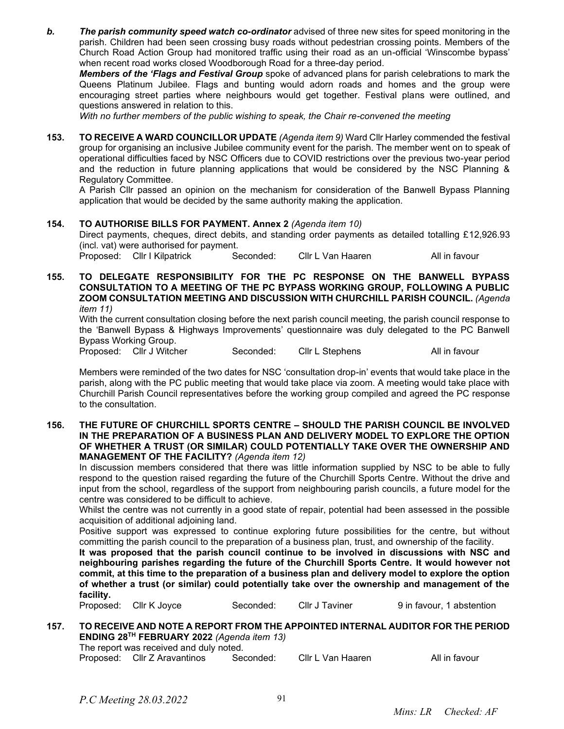***b. The parish community speed watch co-ordinator*** advised of three new sites for speed monitoring in the parish. Children had been seen crossing busy roads without pedestrian crossing points. Members of the Church Road Action Group had monitored traffic using their road as an un-official 'Winscombe bypass' when recent road works closed Woodborough Road for a three-day period.

***Members of the 'Flags and Festival Group*** spoke of advanced plans for parish celebrations to mark the Queens Platinum Jubilee. Flags and bunting would adorn roads and homes and the group were encouraging street parties where neighbours would get together. Festival plans were outlined, and questions answered in relation to this.

*With no further members of the public wishing to speak, the Chair re-convened the meeting*

**153. TO RECEIVE A WARD COUNCILLOR UPDATE** *(Agenda item 9)* Ward Cllr Harley commended the festival group for organising an inclusive Jubilee community event for the parish. The member went on to speak of operational difficulties faced by NSC Officers due to COVID restrictions over the previous two-year period and the reduction in future planning applications that would be considered by the NSC Planning & Regulatory Committee.

A Parish Cllr passed an opinion on the mechanism for consideration of the Banwell Bypass Planning application that would be decided by the same authority making the application.

**154. TO AUTHORISE BILLS FOR PAYMENT. Annex 2** *(Agenda item 10)*

Direct payments, cheques, direct debits, and standing order payments as detailed totalling £12,926.93 (incl. vat) were authorised for payment.

Proposed: Cllr I Kilpatrick Seconded: Cllr L Van Haaren All in favour

**155. TO DELEGATE RESPONSIBILITY FOR THE PC RESPONSE ON THE BANWELL BYPASS CONSULTATION TO A MEETING OF THE PC BYPASS WORKING GROUP, FOLLOWING A PUBLIC ZOOM CONSULTATION MEETING AND DISCUSSION WITH CHURCHILL PARISH COUNCIL.** *(Agenda item 11)*

With the current consultation closing before the next parish council meeting, the parish council response to the 'Banwell Bypass & Highways Improvements' questionnaire was duly delegated to the PC Banwell Bypass Working Group.

Proposed: Cllr J Witcher Seconded: Cllr L Stephens All in favour

Members were reminded of the two dates for NSC 'consultation drop-in' events that would take place in the parish, along with the PC public meeting that would take place via zoom. A meeting would take place with Churchill Parish Council representatives before the working group compiled and agreed the PC response to the consultation.

**156. THE FUTURE OF CHURCHILL SPORTS CENTRE – SHOULD THE PARISH COUNCIL BE INVOLVED IN THE PREPARATION OF A BUSINESS PLAN AND DELIVERY MODEL TO EXPLORE THE OPTION OF WHETHER A TRUST (OR SIMILAR) COULD POTENTIALLY TAKE OVER THE OWNERSHIP AND MANAGEMENT OF THE FACILITY?** *(Agenda item 12)*

In discussion members considered that there was little information supplied by NSC to be able to fully respond to the question raised regarding the future of the Churchill Sports Centre. Without the drive and input from the school, regardless of the support from neighbouring parish councils, a future model for the centre was considered to be difficult to achieve.

Whilst the centre was not currently in a good state of repair, potential had been assessed in the possible acquisition of additional adjoining land.

Positive support was expressed to continue exploring future possibilities for the centre, but without committing the parish council to the preparation of a business plan, trust, and ownership of the facility.

**It was proposed that the parish council continue to be involved in discussions with NSC and neighbouring parishes regarding the future of the Churchill Sports Centre. It would however not commit, at this time to the preparation of a business plan and delivery model to explore the option of whether a trust (or similar) could potentially take over the ownership and management of the facility.**

Proposed: Cllr K Joyce Seconded: Cllr J Taviner 9 in favour, 1 abstention

**157. TO RECEIVE AND NOTE A REPORT FROM THE APPOINTED INTERNAL AUDITOR FOR THE PERIOD ENDING 28TH FEBRUARY 2022** *(Agenda item 13)*

The report was received and duly noted.

Proposed: Cllr Z Aravantinos Seconded: Cllr L Van Haaren All in favour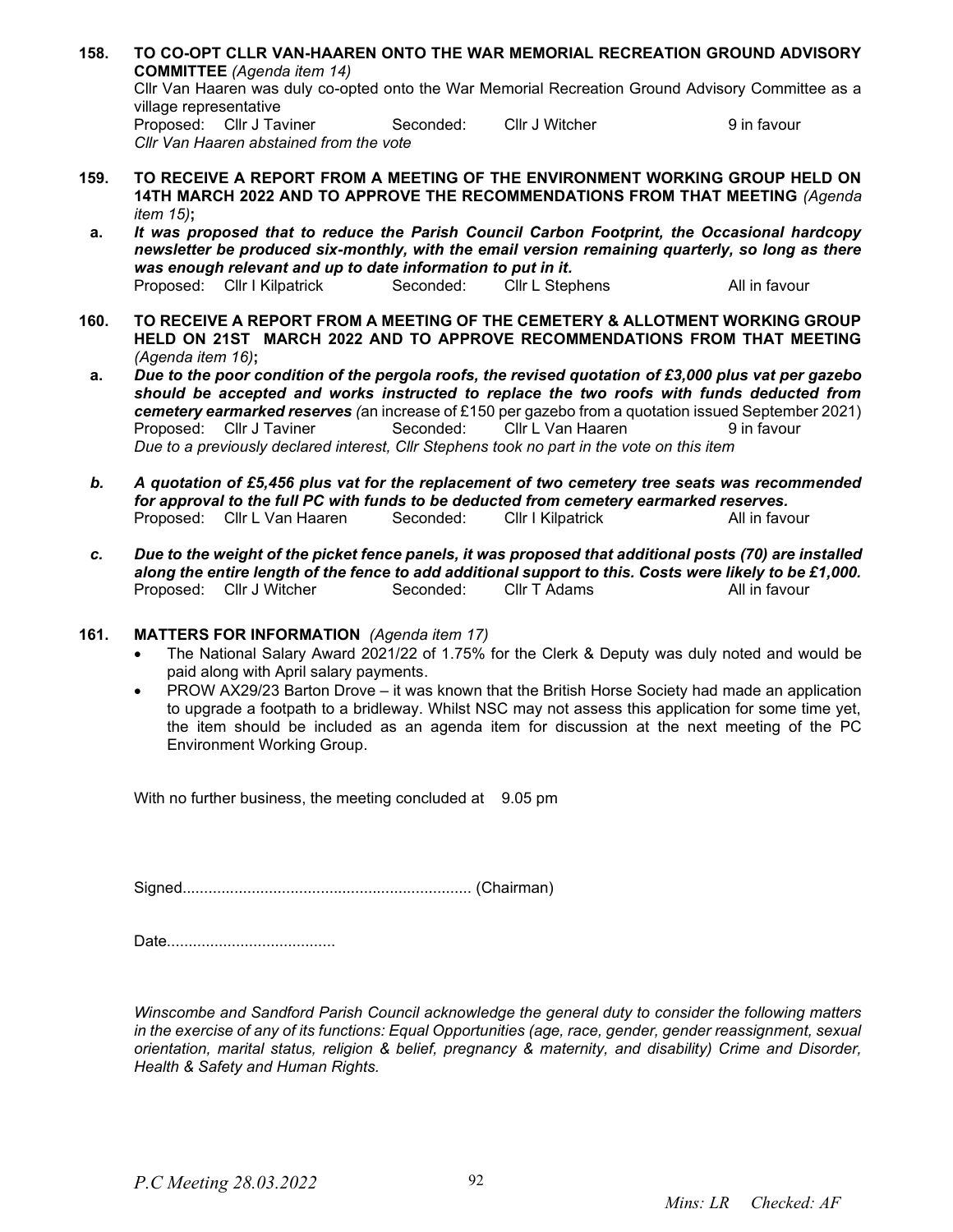**158. TO CO-OPT CLLR VAN-HAAREN ONTO THE WAR MEMORIAL RECREATION GROUND ADVISORY COMMITTEE** *(Agenda item 14)*

Cllr Van Haaren was duly co-opted onto the War Memorial Recreation Ground Advisory Committee as a village representative

Proposed: Cllr J Taviner Seconded: Cllr J Witcher 9 in favour

*Cllr Van Haaren abstained from the vote*

**159. TO RECEIVE A REPORT FROM A MEETING OF THE ENVIRONMENT WORKING GROUP HELD ON 14TH MARCH 2022 AND TO APPROVE THE RECOMMENDATIONS FROM THAT MEETING** *(Agenda item 15)***;**

**a.** ***It was proposed that to reduce the Parish Council Carbon Footprint, the Occasional hardcopy newsletter be produced six-monthly, with the email version remaining quarterly, so long as there was enough relevant and up to date information to put in it.***

Proposed: Cllr I Kilpatrick Seconded: Cllr L Stephens All in favour

**160. TO RECEIVE A REPORT FROM A MEETING OF THE CEMETERY & ALLOTMENT WORKING GROUP HELD ON 21ST MARCH 2022 AND TO APPROVE RECOMMENDATIONS FROM THAT MEETING** *(Agenda item 16)***;**

**a.** ***Due to the poor condition of the pergola roofs, the revised quotation of £3,000 plus vat per gazebo should be accepted and works instructed to replace the two roofs with funds deducted from cemetery earmarked reserves*** *(*an increase of £150 per gazebo from a quotation issued September 2021)

Proposed: Cllr J Taviner Seconded: Cllr L Van Haaren 9 in favour

*Due to a previously declared interest, Cllr Stephens took no part in the vote on this item*

***b. A quotation of £5,456 plus vat for the replacement of two cemetery tree seats was recommended for approval to the full PC with funds to be deducted from cemetery earmarked reserves.***

Proposed: Cllr L Van Haaren Seconded: Cllr I Kilpatrick All in favour

***c. Due to the weight of the picket fence panels, it was proposed that additional posts (70) are installed along the entire length of the fence to add additional support to this. Costs were likely to be £1,000.***

Proposed: Cllr J Witcher Seconded: Cllr T Adams All in favour

**161. MATTERS FOR INFORMATION** *(Agenda item 17)*

- The National Salary Award 2021/22 of 1.75% for the Clerk & Deputy was duly noted and would be paid along with April salary payments.
- PROW AX29/23 Barton Drove – it was known that the British Horse Society had made an application to upgrade a footpath to a bridleway. Whilst NSC may not assess this application for some time yet, the item should be included as an agenda item for discussion at the next meeting of the PC Environment Working Group.

With no further business, the meeting concluded at 9.05 pm

Signed.................................................................. (Chairman)

Date.......................................

*Winscombe and Sandford Parish Council acknowledge the general duty to consider the following matters in the exercise of any of its functions: Equal Opportunities (age, race, gender, gender reassignment, sexual orientation, marital status, religion & belief, pregnancy & maternity, and disability) Crime and Disorder, Health & Safety and Human Rights.*

*P.C Meeting 28.03.2022*

*Mins: LR Checked: AF*